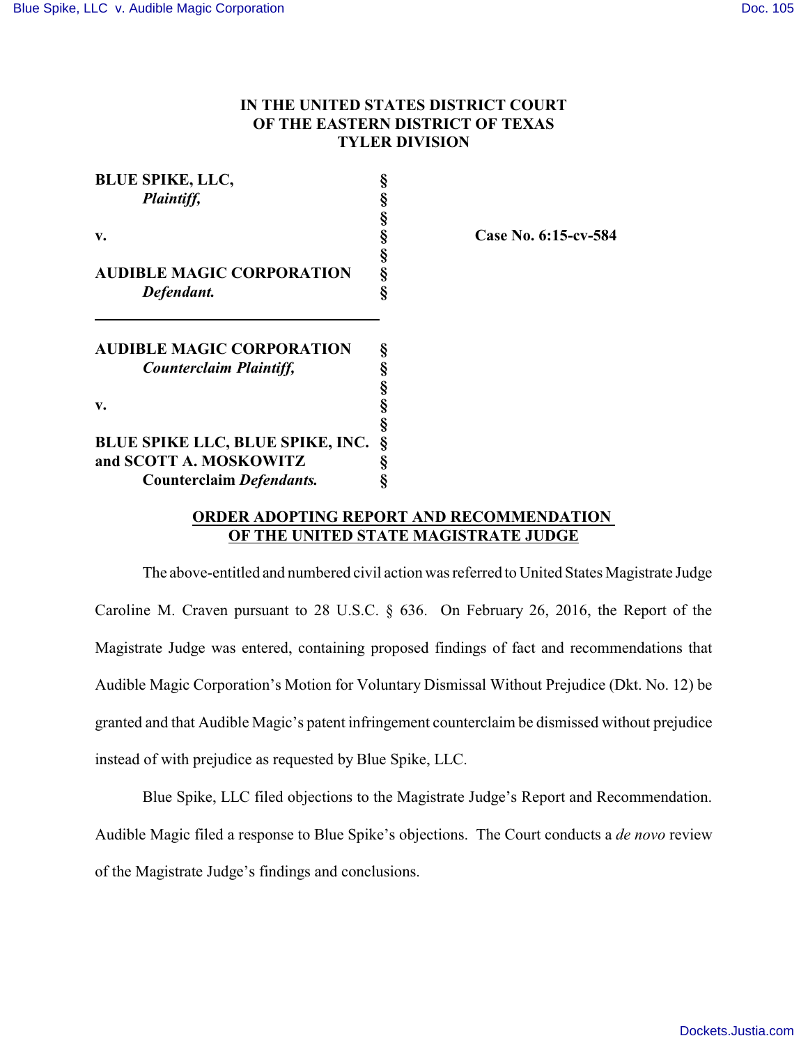**IN THE UNITED STATES DISTRICT COURT**
**OF THE EASTERN DISTRICT OF TEXAS**
**TYLER DIVISION**

| | | |
|---|---|---|
| **BLUE SPIKE, LLC,** *Plaintiff,* | § | |
| | § | |
| **v.** | § | **Case No. 6:15-cv-584** |
| | § | |
| **AUDIBLE MAGIC CORPORATION** *Defendant.* | § | |

| | |
|---|---|
| **AUDIBLE MAGIC CORPORATION** *Counterclaim Plaintiff,* | § |
| | § |
| **v.** | § |
| | § |
| **BLUE SPIKE LLC, BLUE SPIKE, INC. and SCOTT A. MOSKOWITZ** **Counterclaim** ***Defendants.*** | § |

**ORDER ADOPTING REPORT AND RECOMMENDATION OF THE UNITED STATE MAGISTRATE JUDGE**

The above-entitled and numbered civil action was referred to United States Magistrate Judge Caroline M. Craven pursuant to 28 U.S.C. § 636. On February 26, 2016, the Report of the Magistrate Judge was entered, containing proposed findings of fact and recommendations that Audible Magic Corporation's Motion for Voluntary Dismissal Without Prejudice (Dkt. No. 12) be granted and that Audible Magic's patent infringement counterclaim be dismissed without prejudice instead of with prejudice as requested by Blue Spike, LLC.

Blue Spike, LLC filed objections to the Magistrate Judge's Report and Recommendation. Audible Magic filed a response to Blue Spike's objections. The Court conducts a *de novo* review of the Magistrate Judge's findings and conclusions.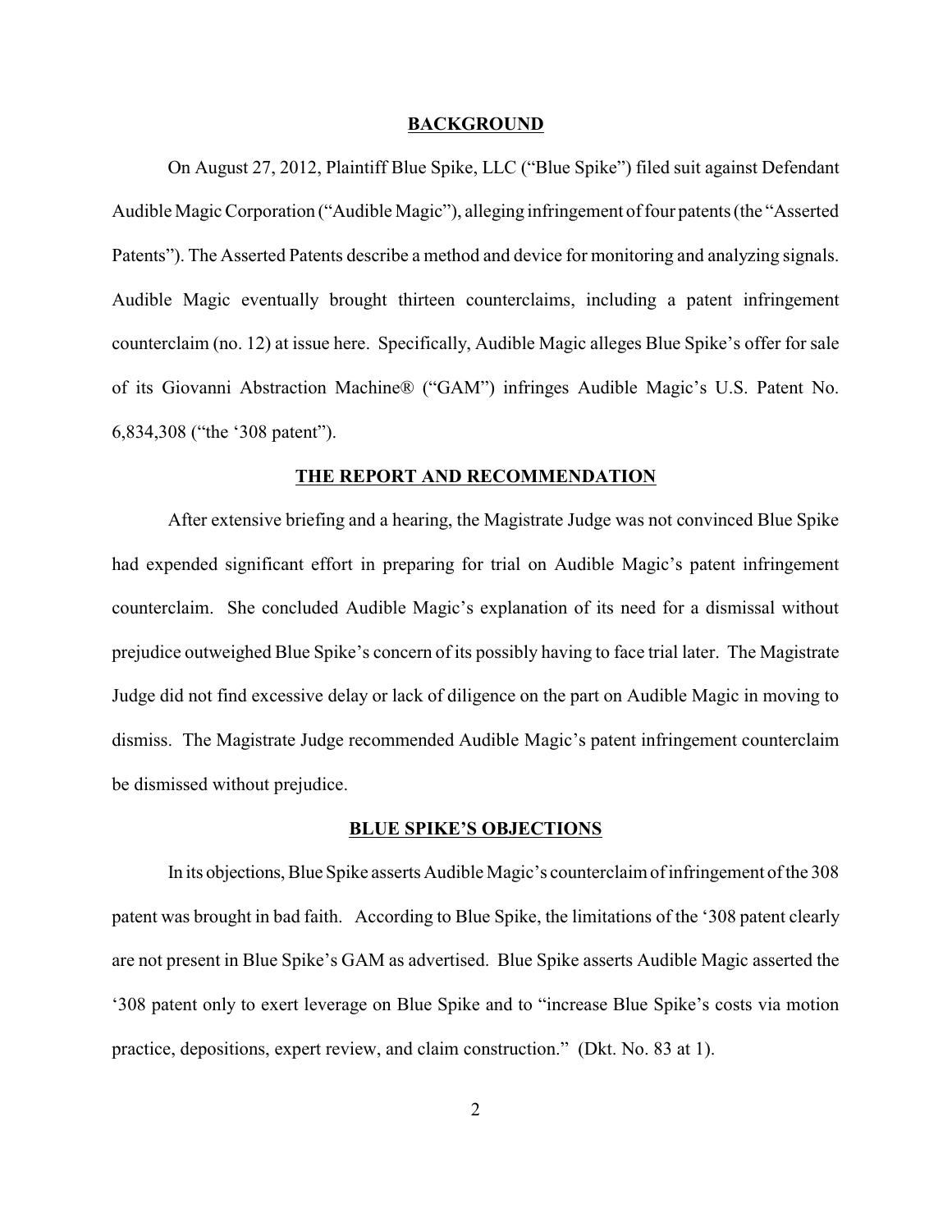## BACKGROUND

On August 27, 2012, Plaintiff Blue Spike, LLC ("Blue Spike") filed suit against Defendant Audible Magic Corporation ("Audible Magic"), alleging infringement of four patents (the "Asserted Patents"). The Asserted Patents describe a method and device for monitoring and analyzing signals. Audible Magic eventually brought thirteen counterclaims, including a patent infringement counterclaim (no. 12) at issue here. Specifically, Audible Magic alleges Blue Spike's offer for sale of its Giovanni Abstraction Machine® ("GAM") infringes Audible Magic's U.S. Patent No. 6,834,308 ("the '308 patent").

## THE REPORT AND RECOMMENDATION

After extensive briefing and a hearing, the Magistrate Judge was not convinced Blue Spike had expended significant effort in preparing for trial on Audible Magic's patent infringement counterclaim. She concluded Audible Magic's explanation of its need for a dismissal without prejudice outweighed Blue Spike's concern of its possibly having to face trial later. The Magistrate Judge did not find excessive delay or lack of diligence on the part on Audible Magic in moving to dismiss. The Magistrate Judge recommended Audible Magic's patent infringement counterclaim be dismissed without prejudice.

## BLUE SPIKE'S OBJECTIONS

In its objections, Blue Spike asserts Audible Magic's counterclaim of infringement of the 308 patent was brought in bad faith. According to Blue Spike, the limitations of the '308 patent clearly are not present in Blue Spike's GAM as advertised. Blue Spike asserts Audible Magic asserted the '308 patent only to exert leverage on Blue Spike and to "increase Blue Spike's costs via motion practice, depositions, expert review, and claim construction." (Dkt. No. 83 at 1).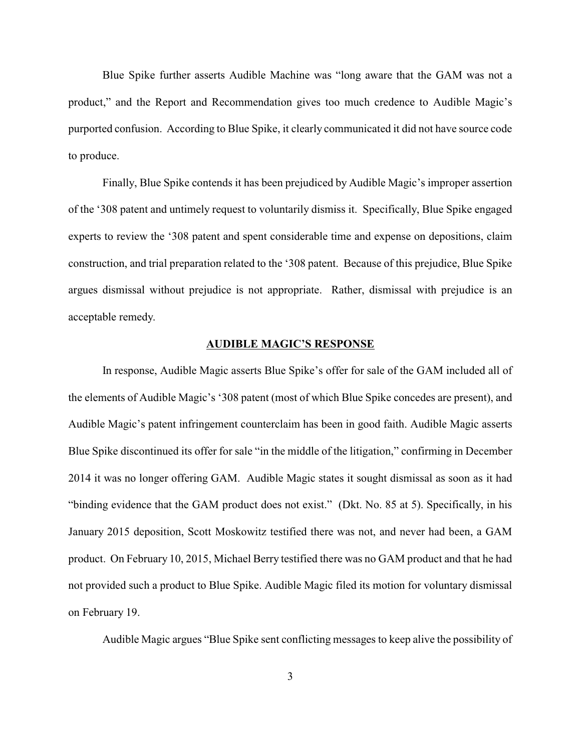Blue Spike further asserts Audible Machine was "long aware that the GAM was not a product," and the Report and Recommendation gives too much credence to Audible Magic's purported confusion. According to Blue Spike, it clearly communicated it did not have source code to produce.

Finally, Blue Spike contends it has been prejudiced by Audible Magic's improper assertion of the '308 patent and untimely request to voluntarily dismiss it. Specifically, Blue Spike engaged experts to review the '308 patent and spent considerable time and expense on depositions, claim construction, and trial preparation related to the '308 patent. Because of this prejudice, Blue Spike argues dismissal without prejudice is not appropriate. Rather, dismissal with prejudice is an acceptable remedy.

## AUDIBLE MAGIC'S RESPONSE

In response, Audible Magic asserts Blue Spike's offer for sale of the GAM included all of the elements of Audible Magic's '308 patent (most of which Blue Spike concedes are present), and Audible Magic's patent infringement counterclaim has been in good faith. Audible Magic asserts Blue Spike discontinued its offer for sale "in the middle of the litigation," confirming in December 2014 it was no longer offering GAM. Audible Magic states it sought dismissal as soon as it had "binding evidence that the GAM product does not exist." (Dkt. No. 85 at 5). Specifically, in his January 2015 deposition, Scott Moskowitz testified there was not, and never had been, a GAM product. On February 10, 2015, Michael Berry testified there was no GAM product and that he had not provided such a product to Blue Spike. Audible Magic filed its motion for voluntary dismissal on February 19.

Audible Magic argues "Blue Spike sent conflicting messages to keep alive the possibility of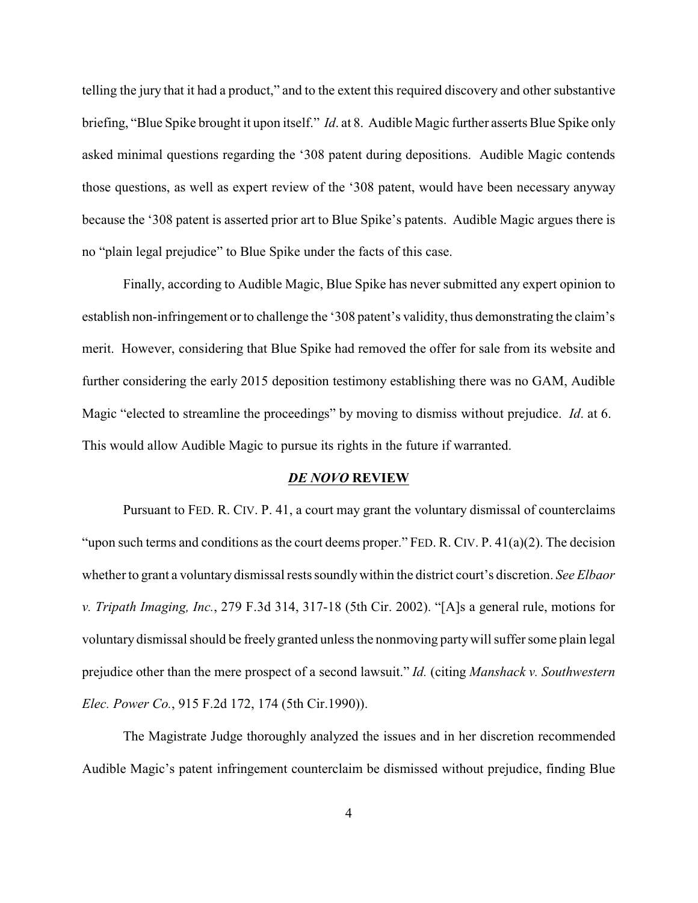telling the jury that it had a product," and to the extent this required discovery and other substantive briefing, "Blue Spike brought it upon itself." *Id*. at 8. Audible Magic further asserts Blue Spike only asked minimal questions regarding the '308 patent during depositions. Audible Magic contends those questions, as well as expert review of the '308 patent, would have been necessary anyway because the '308 patent is asserted prior art to Blue Spike's patents. Audible Magic argues there is no "plain legal prejudice" to Blue Spike under the facts of this case.

Finally, according to Audible Magic, Blue Spike has never submitted any expert opinion to establish non-infringement or to challenge the '308 patent's validity, thus demonstrating the claim's merit. However, considering that Blue Spike had removed the offer for sale from its website and further considering the early 2015 deposition testimony establishing there was no GAM, Audible Magic "elected to streamline the proceedings" by moving to dismiss without prejudice. *Id*. at 6. This would allow Audible Magic to pursue its rights in the future if warranted.

## ***DE NOVO* REVIEW**

Pursuant to FED. R. CIV. P. 41, a court may grant the voluntary dismissal of counterclaims "upon such terms and conditions as the court deems proper." FED. R. CIV. P. 41(a)(2). The decision whether to grant a voluntary dismissal rests soundly within the district court's discretion. *See Elbaor v. Tripath Imaging, Inc.*, 279 F.3d 314, 317-18 (5th Cir. 2002). "[A]s a general rule, motions for voluntary dismissal should be freely granted unless the nonmoving party will suffer some plain legal prejudice other than the mere prospect of a second lawsuit." *Id.* (citing *Manshack v. Southwestern Elec. Power Co.*, 915 F.2d 172, 174 (5th Cir.1990)).

The Magistrate Judge thoroughly analyzed the issues and in her discretion recommended Audible Magic's patent infringement counterclaim be dismissed without prejudice, finding Blue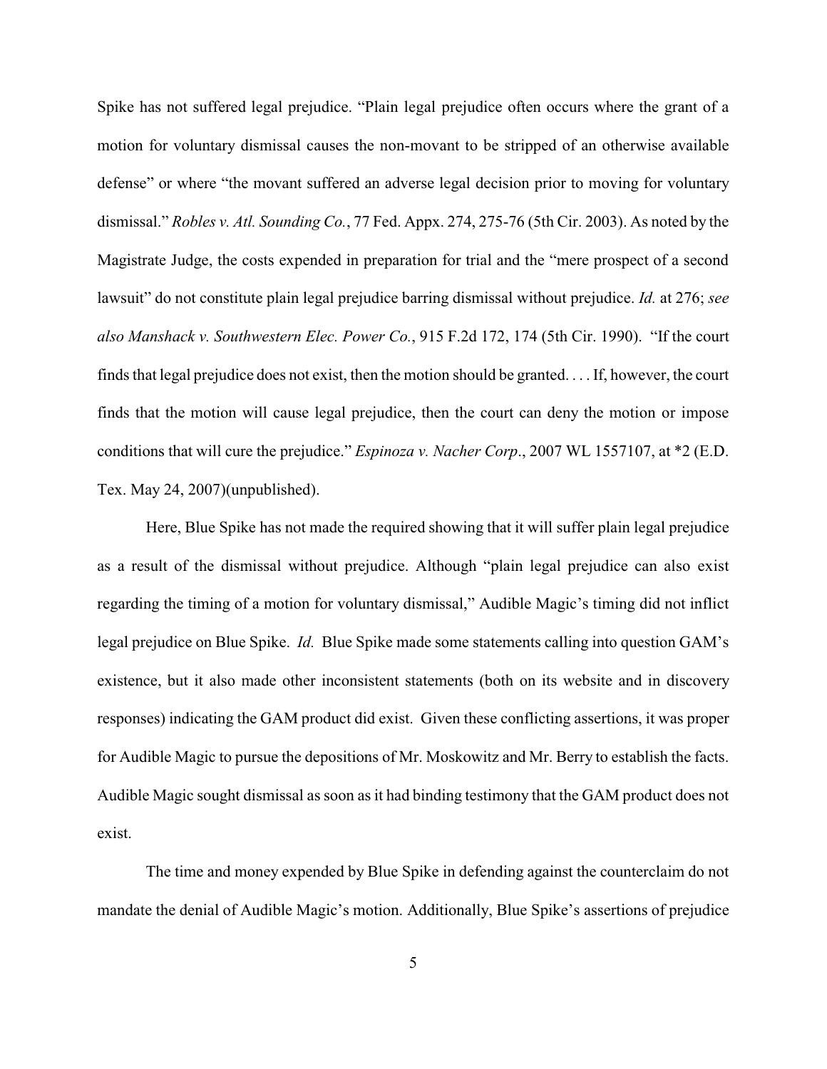Spike has not suffered legal prejudice. "Plain legal prejudice often occurs where the grant of a motion for voluntary dismissal causes the non-movant to be stripped of an otherwise available defense" or where "the movant suffered an adverse legal decision prior to moving for voluntary dismissal." *Robles v. Atl. Sounding Co.*, 77 Fed. Appx. 274, 275-76 (5th Cir. 2003). As noted by the Magistrate Judge, the costs expended in preparation for trial and the "mere prospect of a second lawsuit" do not constitute plain legal prejudice barring dismissal without prejudice. *Id.* at 276; *see also Manshack v. Southwestern Elec. Power Co.*, 915 F.2d 172, 174 (5th Cir. 1990). "If the court finds that legal prejudice does not exist, then the motion should be granted. . . . If, however, the court finds that the motion will cause legal prejudice, then the court can deny the motion or impose conditions that will cure the prejudice." *Espinoza v. Nacher Corp*., 2007 WL 1557107, at *2 (E.D. Tex. May 24, 2007)(unpublished).

Here, Blue Spike has not made the required showing that it will suffer plain legal prejudice as a result of the dismissal without prejudice. Although "plain legal prejudice can also exist regarding the timing of a motion for voluntary dismissal," Audible Magic's timing did not inflict legal prejudice on Blue Spike. *Id.* Blue Spike made some statements calling into question GAM's existence, but it also made other inconsistent statements (both on its website and in discovery responses) indicating the GAM product did exist. Given these conflicting assertions, it was proper for Audible Magic to pursue the depositions of Mr. Moskowitz and Mr. Berry to establish the facts. Audible Magic sought dismissal as soon as it had binding testimony that the GAM product does not exist.

The time and money expended by Blue Spike in defending against the counterclaim do not mandate the denial of Audible Magic's motion. Additionally, Blue Spike's assertions of prejudice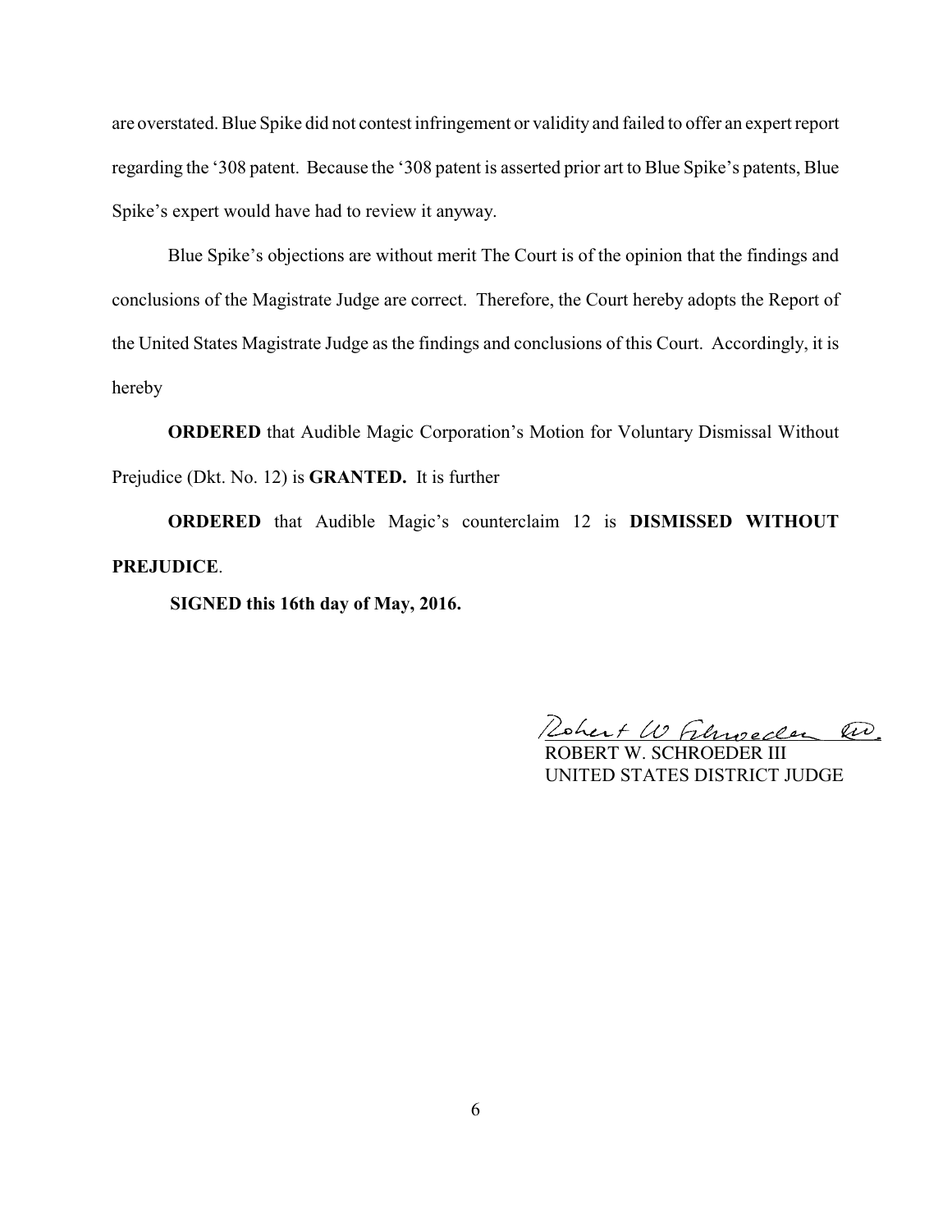are overstated. Blue Spike did not contest infringement or validity and failed to offer an expert report regarding the '308 patent. Because the '308 patent is asserted prior art to Blue Spike's patents, Blue Spike's expert would have had to review it anyway.

Blue Spike's objections are without merit The Court is of the opinion that the findings and conclusions of the Magistrate Judge are correct. Therefore, the Court hereby adopts the Report of the United States Magistrate Judge as the findings and conclusions of this Court. Accordingly, it is hereby

**ORDERED** that Audible Magic Corporation's Motion for Voluntary Dismissal Without Prejudice (Dkt. No. 12) is **GRANTED.** It is further

**ORDERED** that Audible Magic's counterclaim 12 is **DISMISSED WITHOUT PREJUDICE**.

**SIGNED this 16th day of May, 2016.**

Robert W Schroeder III

ROBERT W. SCHROEDER III
UNITED STATES DISTRICT JUDGE